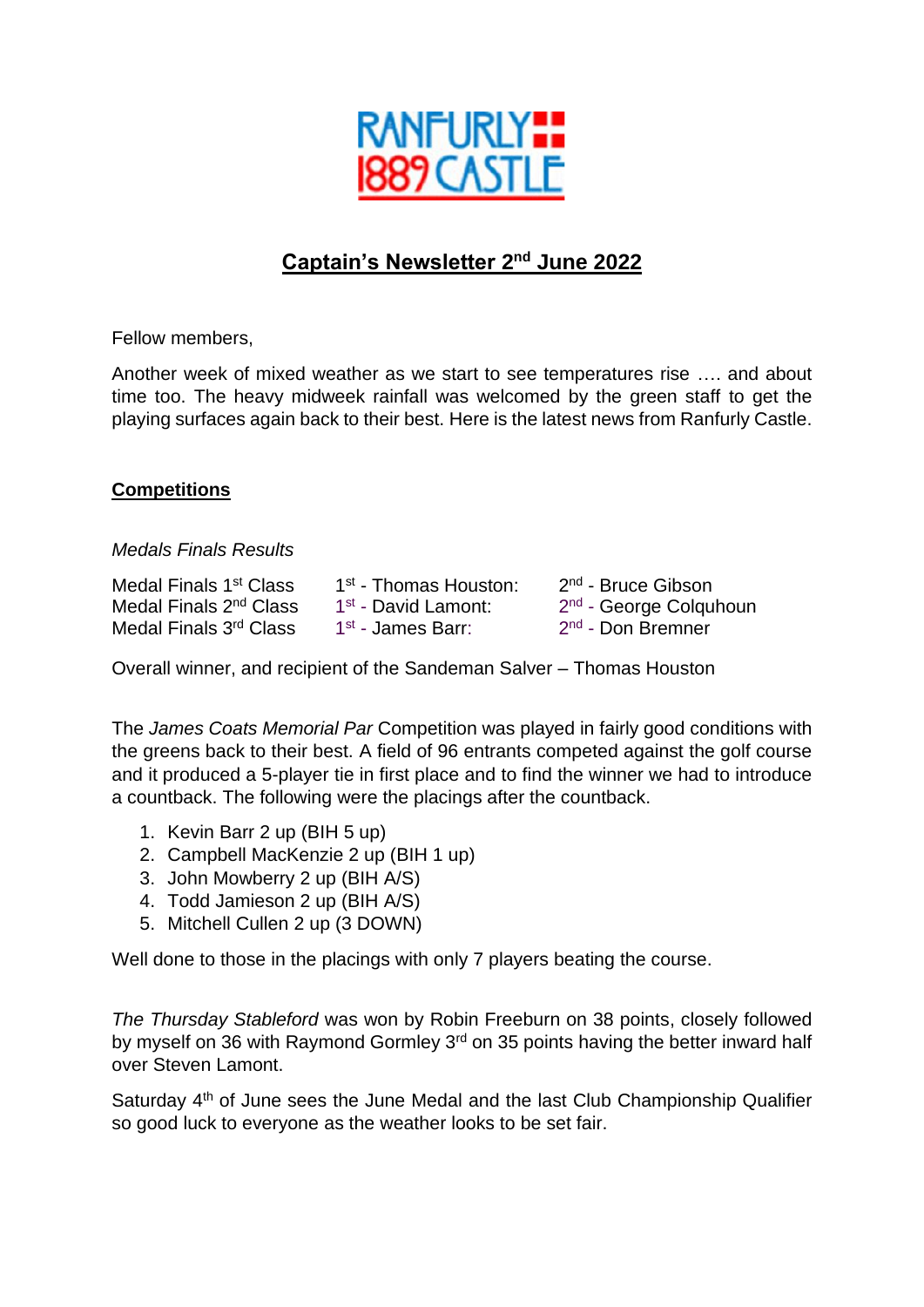RANFURLY 1889 CASTLE

# Captain's Newsletter 2nd June 2022

Fellow members,

Another week of mixed weather as we start to see temperatures rise …. and about time too. The heavy midweek rainfall was welcomed by the green staff to get the playing surfaces again back to their best. Here is the latest news from Ranfurly Castle.

## Competitions

*Medals Finals Results*

| | | |
|---|---|---|
| Medal Finals 1st Class | 1st - Thomas Houston: | 2nd - Bruce Gibson |
| Medal Finals 2nd Class | 1st - David Lamont: | 2nd - George Colquhoun |
| Medal Finals 3rd Class | 1st - James Barr: | 2nd - Don Bremner |

Overall winner, and recipient of the Sandeman Salver – Thomas Houston

The *James Coats Memorial Par* Competition was played in fairly good conditions with the greens back to their best. A field of 96 entrants competed against the golf course and it produced a 5-player tie in first place and to find the winner we had to introduce a countback. The following were the placings after the countback.

1. Kevin Barr 2 up (BIH 5 up)
2. Campbell MacKenzie 2 up (BIH 1 up)
3. John Mowberry 2 up (BIH A/S)
4. Todd Jamieson 2 up (BIH A/S)
5. Mitchell Cullen 2 up (3 DOWN)

Well done to those in the placings with only 7 players beating the course.

*The Thursday Stableford* was won by Robin Freeburn on 38 points, closely followed by myself on 36 with Raymond Gormley 3rd on 35 points having the better inward half over Steven Lamont.

Saturday 4th of June sees the June Medal and the last Club Championship Qualifier so good luck to everyone as the weather looks to be set fair.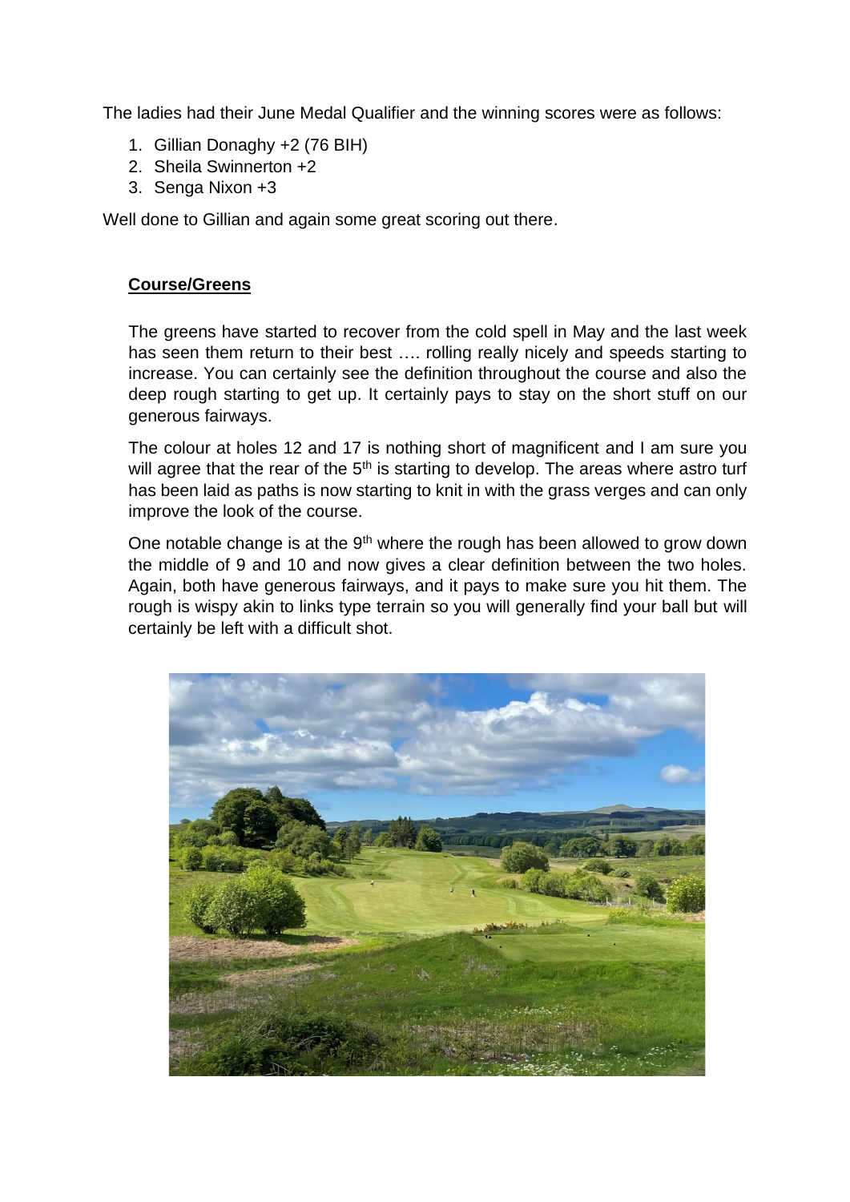The ladies had their June Medal Qualifier and the winning scores were as follows:

1. Gillian Donaghy +2 (76 BIH)
2. Sheila Swinnerton +2
3. Senga Nixon +3

Well done to Gillian and again some great scoring out there.

## **Course/Greens**

The greens have started to recover from the cold spell in May and the last week has seen them return to their best …. rolling really nicely and speeds starting to increase. You can certainly see the definition throughout the course and also the deep rough starting to get up. It certainly pays to stay on the short stuff on our generous fairways.

The colour at holes 12 and 17 is nothing short of magnificent and I am sure you will agree that the rear of the 5th is starting to develop. The areas where astro turf has been laid as paths is now starting to knit in with the grass verges and can only improve the look of the course.

One notable change is at the 9th where the rough has been allowed to grow down the middle of 9 and 10 and now gives a clear definition between the two holes. Again, both have generous fairways, and it pays to make sure you hit them. The rough is wispy akin to links type terrain so you will generally find your ball but will certainly be left with a difficult shot.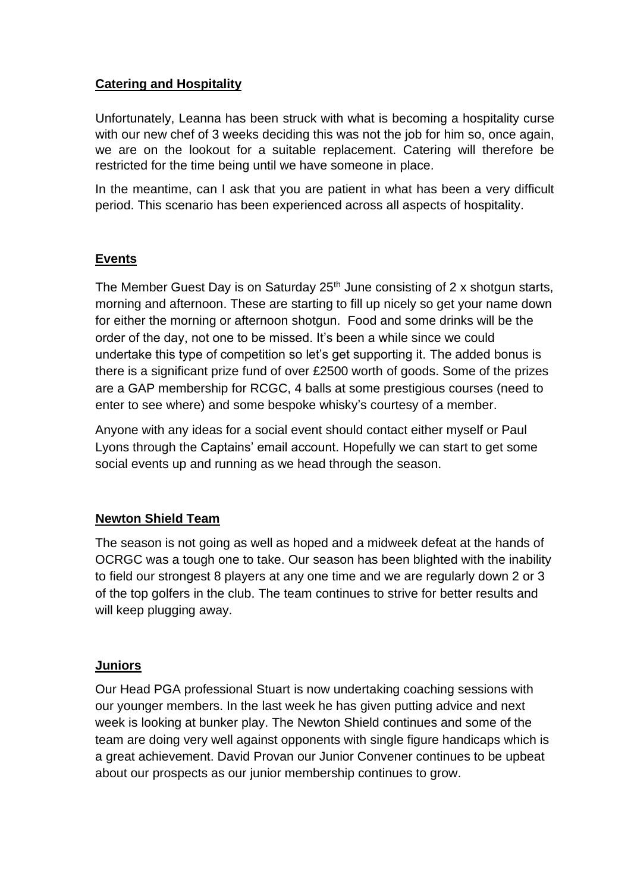**Catering and Hospitality**

Unfortunately, Leanna has been struck with what is becoming a hospitality curse with our new chef of 3 weeks deciding this was not the job for him so, once again, we are on the lookout for a suitable replacement. Catering will therefore be restricted for the time being until we have someone in place.

In the meantime, can I ask that you are patient in what has been a very difficult period. This scenario has been experienced across all aspects of hospitality.

**Events**

The Member Guest Day is on Saturday 25th June consisting of 2 x shotgun starts, morning and afternoon. These are starting to fill up nicely so get your name down for either the morning or afternoon shotgun. Food and some drinks will be the order of the day, not one to be missed. It's been a while since we could undertake this type of competition so let's get supporting it. The added bonus is there is a significant prize fund of over £2500 worth of goods. Some of the prizes are a GAP membership for RCGC, 4 balls at some prestigious courses (need to enter to see where) and some bespoke whisky's courtesy of a member.

Anyone with any ideas for a social event should contact either myself or Paul Lyons through the Captains' email account. Hopefully we can start to get some social events up and running as we head through the season.

**Newton Shield Team**

The season is not going as well as hoped and a midweek defeat at the hands of OCRGC was a tough one to take. Our season has been blighted with the inability to field our strongest 8 players at any one time and we are regularly down 2 or 3 of the top golfers in the club. The team continues to strive for better results and will keep plugging away.

**Juniors**

Our Head PGA professional Stuart is now undertaking coaching sessions with our younger members. In the last week he has given putting advice and next week is looking at bunker play. The Newton Shield continues and some of the team are doing very well against opponents with single figure handicaps which is a great achievement. David Provan our Junior Convener continues to be upbeat about our prospects as our junior membership continues to grow.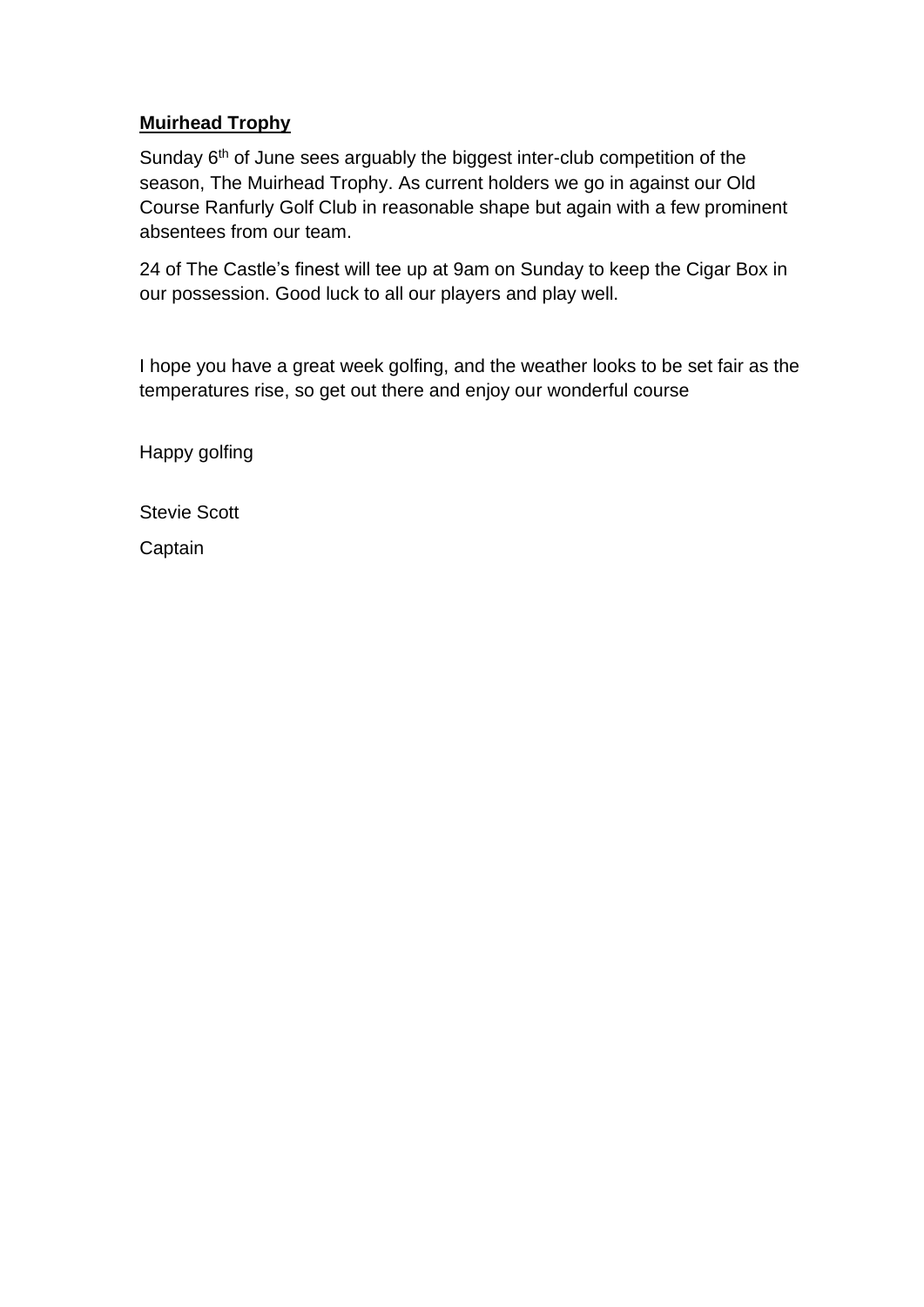**Muirhead Trophy**

Sunday 6th of June sees arguably the biggest inter-club competition of the season, The Muirhead Trophy. As current holders we go in against our Old Course Ranfurly Golf Club in reasonable shape but again with a few prominent absentees from our team.

24 of The Castle's finest will tee up at 9am on Sunday to keep the Cigar Box in our possession. Good luck to all our players and play well.

I hope you have a great week golfing, and the weather looks to be set fair as the temperatures rise, so get out there and enjoy our wonderful course

Happy golfing

Stevie Scott

Captain